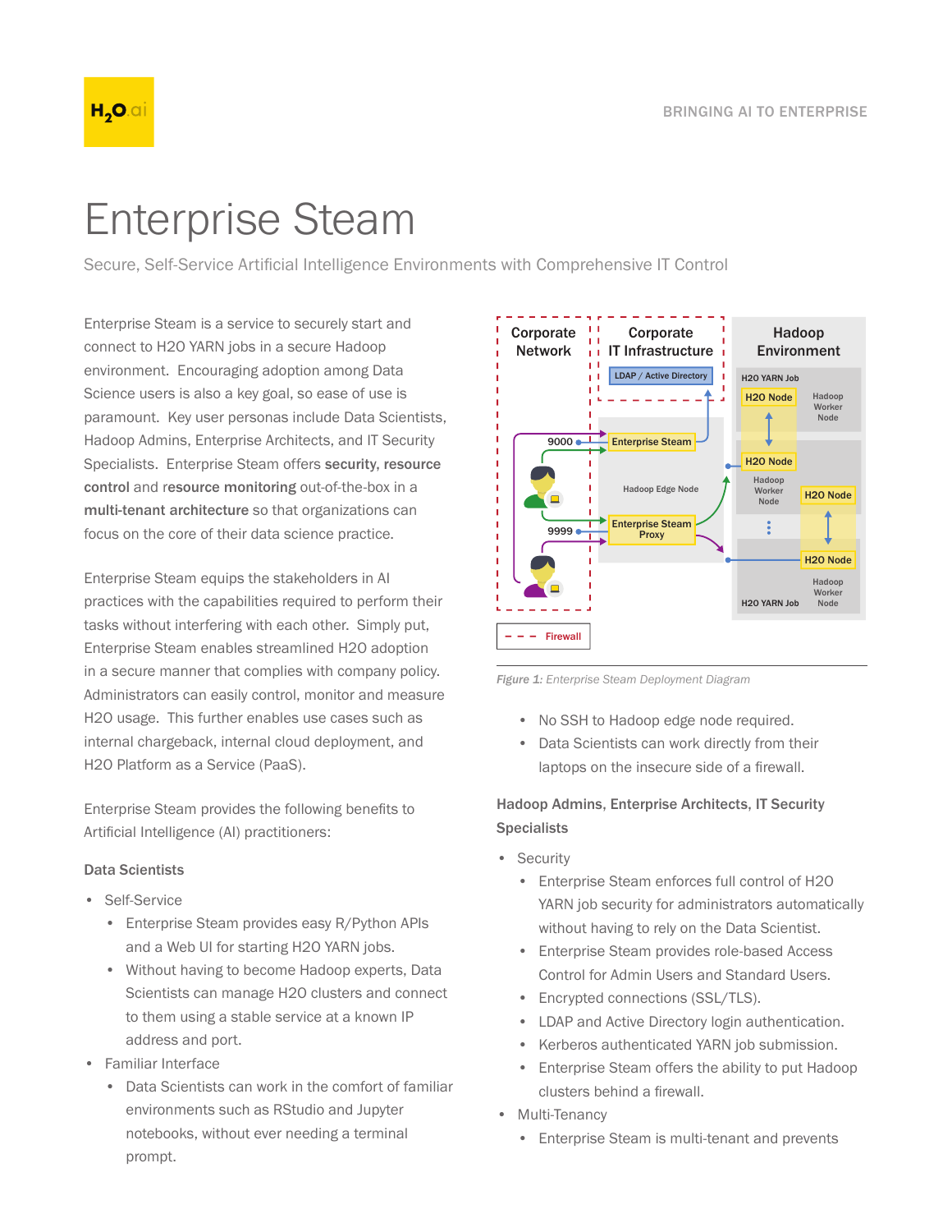# Enterprise Steam

Secure, Self-Service Artificial Intelligence Environments with Comprehensive IT Control

Enterprise Steam is a service to securely start and connect to H2O YARN jobs in a secure Hadoop environment. Encouraging adoption among Data Science users is also a key goal, so ease of use is paramount. Key user personas include Data Scientists, Hadoop Admins, Enterprise Architects, and IT Security Specialists. Enterprise Steam offers **security, resource control** and **resource monitoring** out-of-the-box in a **multi-tenant architecture** so that organizations can focus on the core of their data science practice.

Enterprise Steam equips the stakeholders in AI practices with the capabilities required to perform their tasks without interfering with each other. Simply put, Enterprise Steam enables streamlined H2O adoption in a secure manner that complies with company policy. Administrators can easily control, monitor and measure H2O usage. This further enables use cases such as internal chargeback, internal cloud deployment, and H2O Platform as a Service (PaaS).

Enterprise Steam provides the following benefits to Artificial Intelligence (AI) practitioners:

### Data Scientists

- Self-Service
  - Enterprise Steam provides easy R/Python APIs and a Web UI for starting H2O YARN jobs.
  - Without having to become Hadoop experts, Data Scientists can manage H2O clusters and connect to them using a stable service at a known IP address and port.
- Familiar Interface
  - Data Scientists can work in the comfort of familiar environments such as RStudio and Jupyter notebooks, without ever needing a terminal prompt.

*Figure 1: Enterprise Steam Deployment Diagram*

  - No SSH to Hadoop edge node required.
  - Data Scientists can work directly from their laptops on the insecure side of a firewall.

### Hadoop Admins, Enterprise Architects, IT Security Specialists

- Security
  - Enterprise Steam enforces full control of H2O YARN job security for administrators automatically without having to rely on the Data Scientist.
  - Enterprise Steam provides role-based Access Control for Admin Users and Standard Users.
  - Encrypted connections (SSL/TLS).
  - LDAP and Active Directory login authentication.
  - Kerberos authenticated YARN job submission.
  - Enterprise Steam offers the ability to put Hadoop clusters behind a firewall.
- Multi-Tenancy
  - Enterprise Steam is multi-tenant and prevents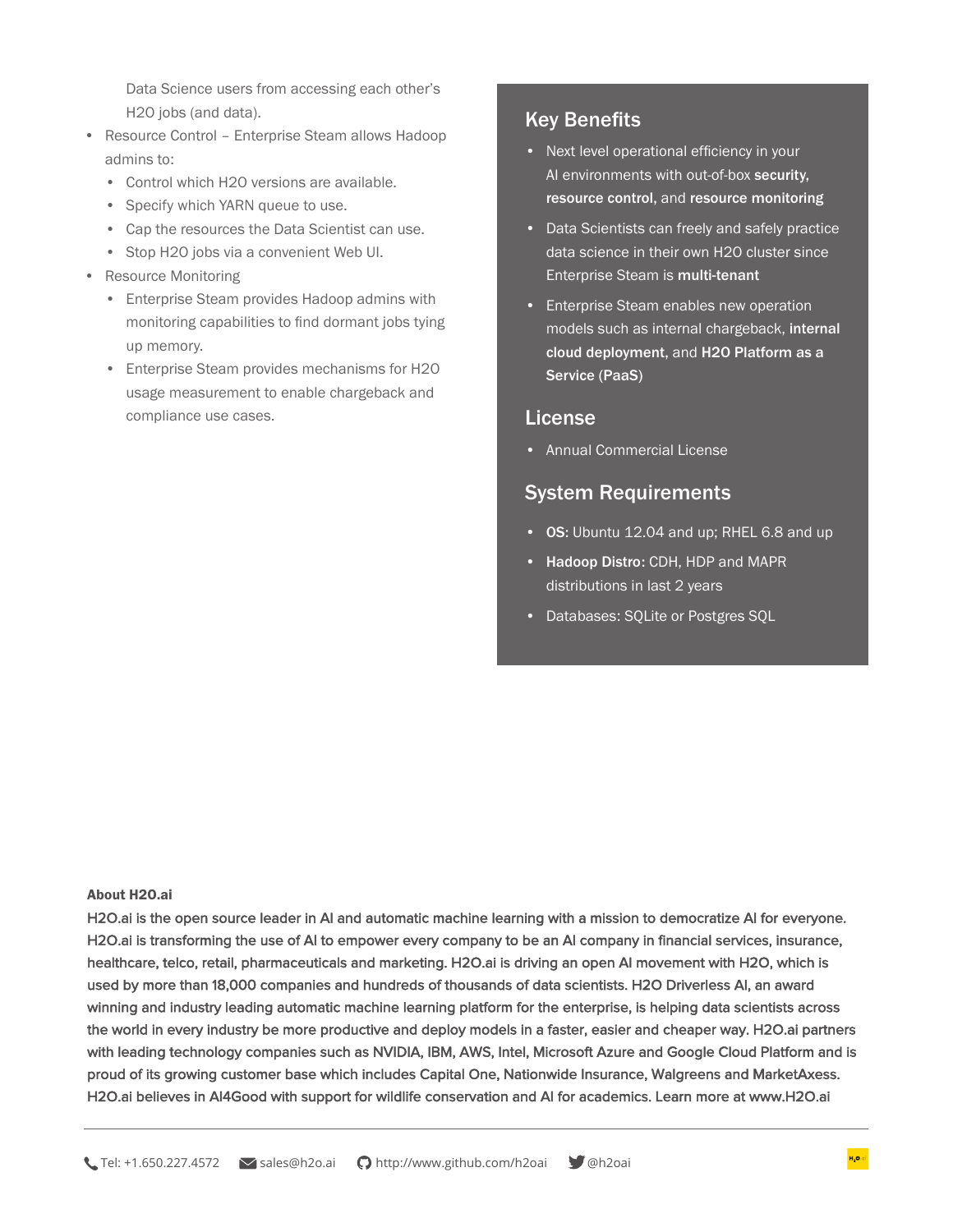Data Science users from accessing each other's H2O jobs (and data).

- Resource Control – Enterprise Steam allows Hadoop admins to:
  - Control which H2O versions are available.
  - Specify which YARN queue to use.
  - Cap the resources the Data Scientist can use.
  - Stop H2O jobs via a convenient Web UI.
- Resource Monitoring
  - Enterprise Steam provides Hadoop admins with monitoring capabilities to find dormant jobs tying up memory.
  - Enterprise Steam provides mechanisms for H2O usage measurement to enable chargeback and compliance use cases.

## Key Benefits

- Next level operational efficiency in your AI environments with out-of-box **security**, **resource control**, and **resource monitoring**
- Data Scientists can freely and safely practice data science in their own H2O cluster since Enterprise Steam is **multi-tenant**
- Enterprise Steam enables new operation models such as internal chargeback, **internal cloud deployment**, and **H2O Platform as a Service** (**PaaS**)

## License

- Annual Commercial License

## System Requirements

- **OS**: Ubuntu 12.04 and up; RHEL 6.8 and up
- **Hadoop Distro**: CDH, HDP and MAPR distributions in last 2 years
- Databases: SQLite or Postgres SQL

**About H2O.ai**

H2O.ai is the open source leader in AI and automatic machine learning with a mission to democratize AI for everyone. H2O.ai is transforming the use of AI to empower every company to be an AI company in financial services, insurance, healthcare, telco, retail, pharmaceuticals and marketing. H2O.ai is driving an open AI movement with H2O, which is used by more than 18,000 companies and hundreds of thousands of data scientists. H2O Driverless AI, an award winning and industry leading automatic machine learning platform for the enterprise, is helping data scientists across the world in every industry be more productive and deploy models in a faster, easier and cheaper way. H2O.ai partners with leading technology companies such as NVIDIA, IBM, AWS, Intel, Microsoft Azure and Google Cloud Platform and is proud of its growing customer base which includes Capital One, Nationwide Insurance, Walgreens and MarketAxess. H2O.ai believes in AI4Good with support for wildlife conservation and AI for academics. Learn more at www.H2O.ai

Tel: +1.650.227.4572 sales@h2o.ai http://www.github.com/h2oai @h2oai